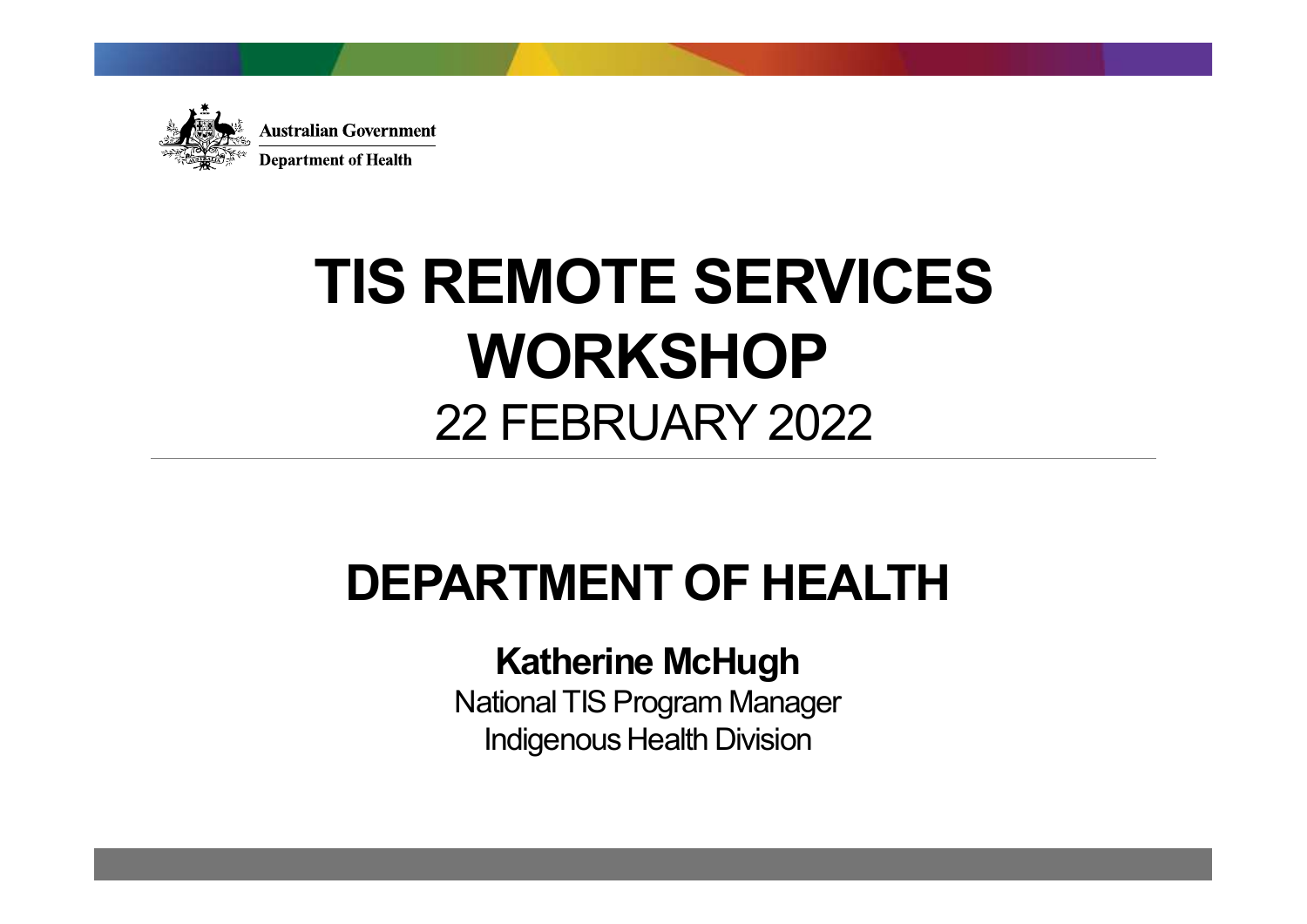Australian Government
Department of Health

# TIS REMOTE SERVICES WORKSHOP

22 FEBRUARY 2022

## DEPARTMENT OF HEALTH

**Katherine McHugh**

National TIS Program Manager

Indigenous Health Division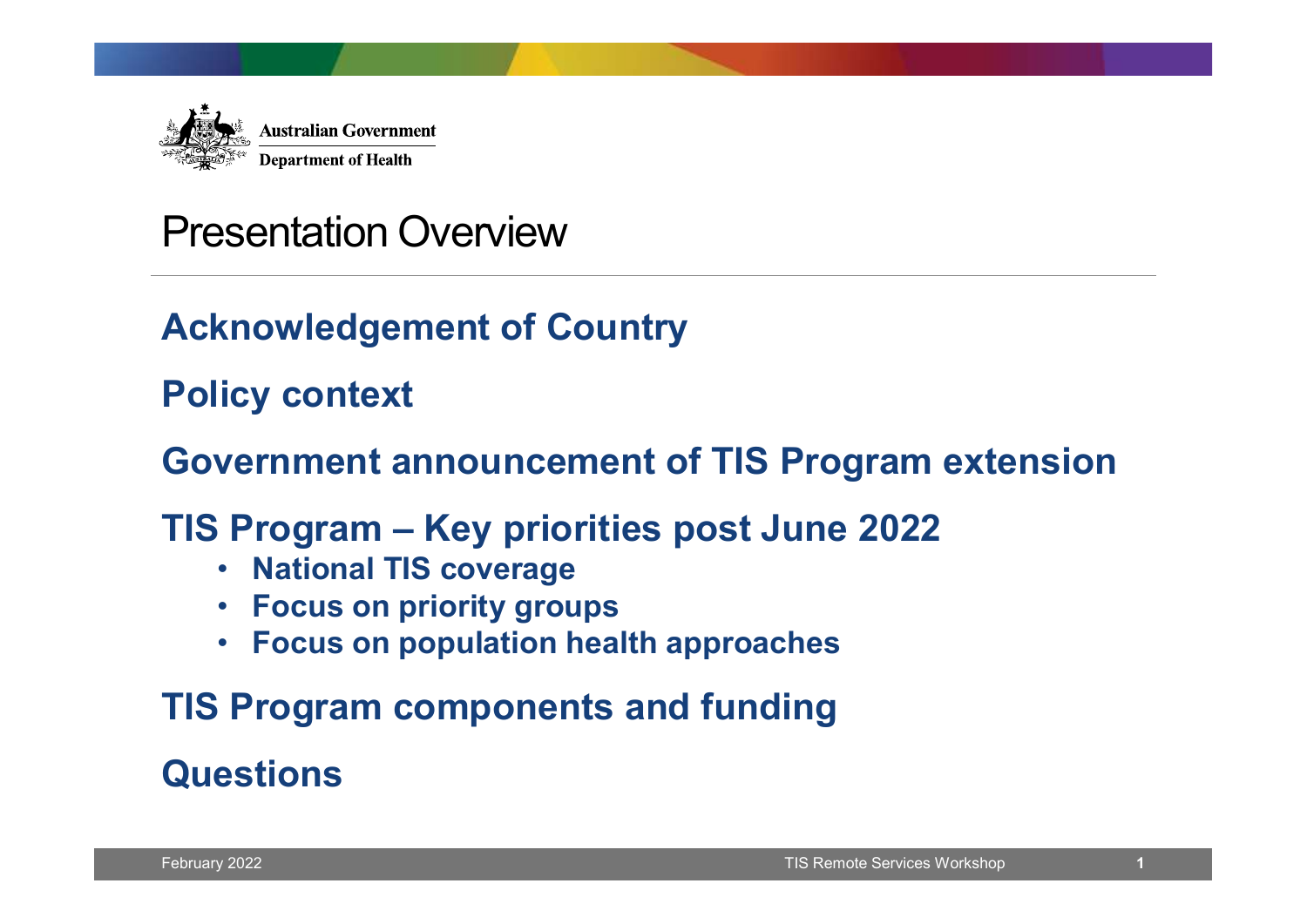Australian Government
Department of Health

# Presentation Overview

**Acknowledgement of Country**

**Policy context**

**Government announcement of TIS Program extension**

**TIS Program – Key priorities post June 2022**

- **National TIS coverage**
- **Focus on priority groups**
- **Focus on population health approaches**

**TIS Program components and funding**

**Questions**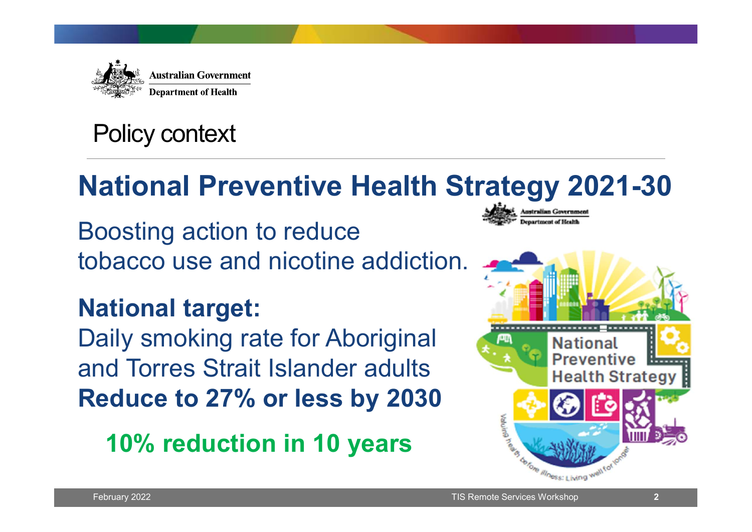# Policy context

## National Preventive Health Strategy 2021-30

Boosting action to reduce tobacco use and nicotine addiction.

**National target:**

Daily smoking rate for Aboriginal and Torres Strait Islander adults

**Reduce to 27% or less by 2030**

**10% reduction in 10 years**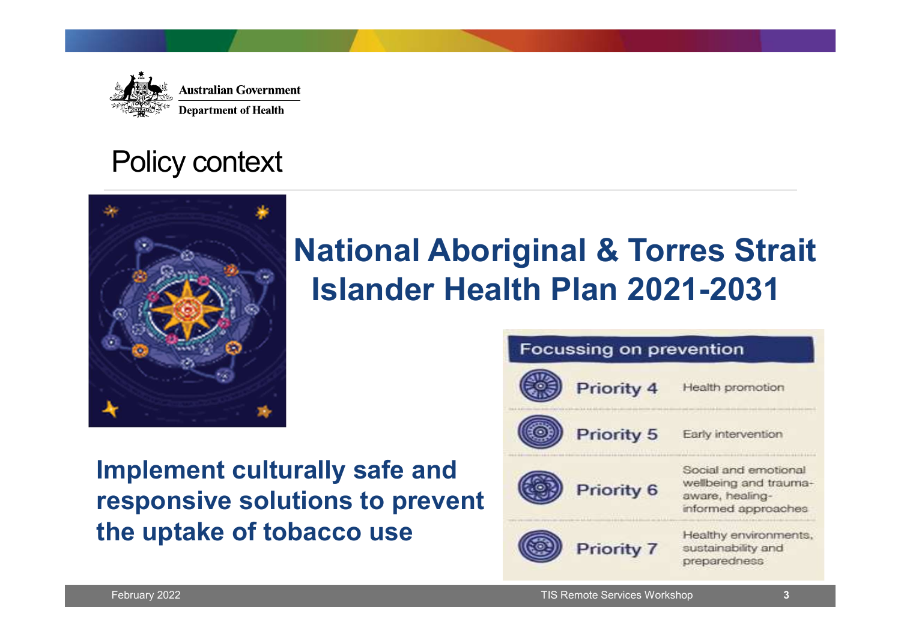# Policy context

## National Aboriginal & Torres Strait Islander Health Plan 2021-2031

**Implement culturally safe and responsive solutions to prevent the uptake of tobacco use**

| Focussing on prevention | |
| --- | --- |
| Priority 4 | Health promotion |
| Priority 5 | Early intervention |
| Priority 6 | Social and emotional wellbeing and trauma-aware, healing-informed approaches |
| Priority 7 | Healthy environments, sustainability and preparedness |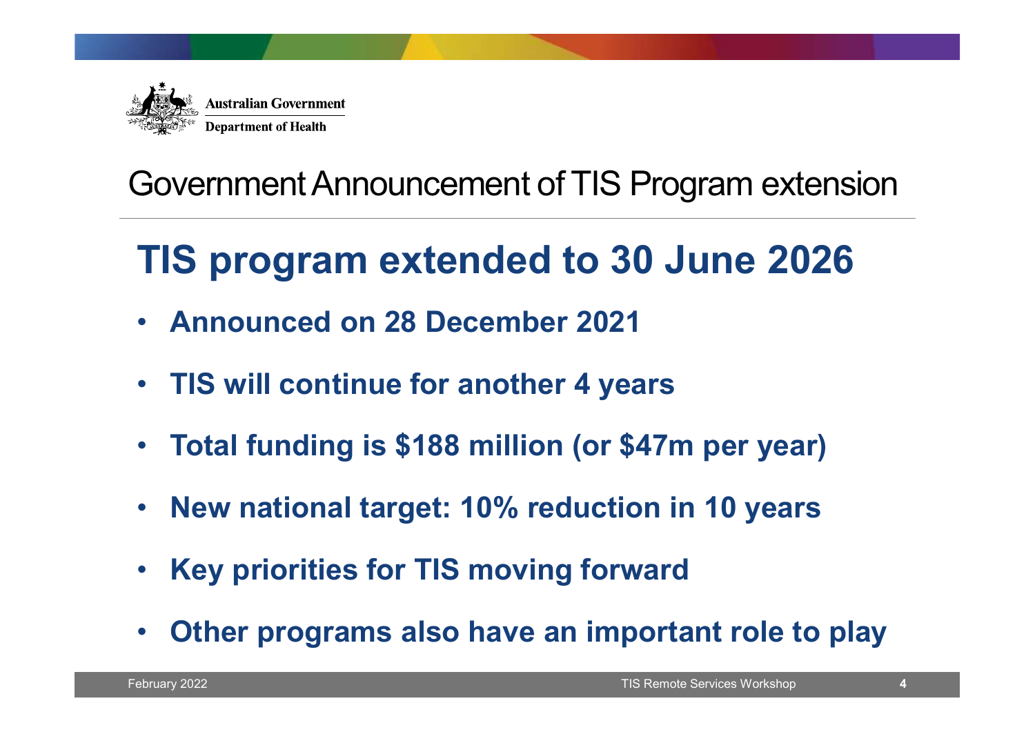Australian Government
Department of Health

# Government Announcement of TIS Program extension

## TIS program extended to 30 June 2026

- **Announced on 28 December 2021**
- **TIS will continue for another 4 years**
- **Total funding is $188 million (or $47m per year)**
- **New national target: 10% reduction in 10 years**
- **Key priorities for TIS moving forward**
- **Other programs also have an important role to play**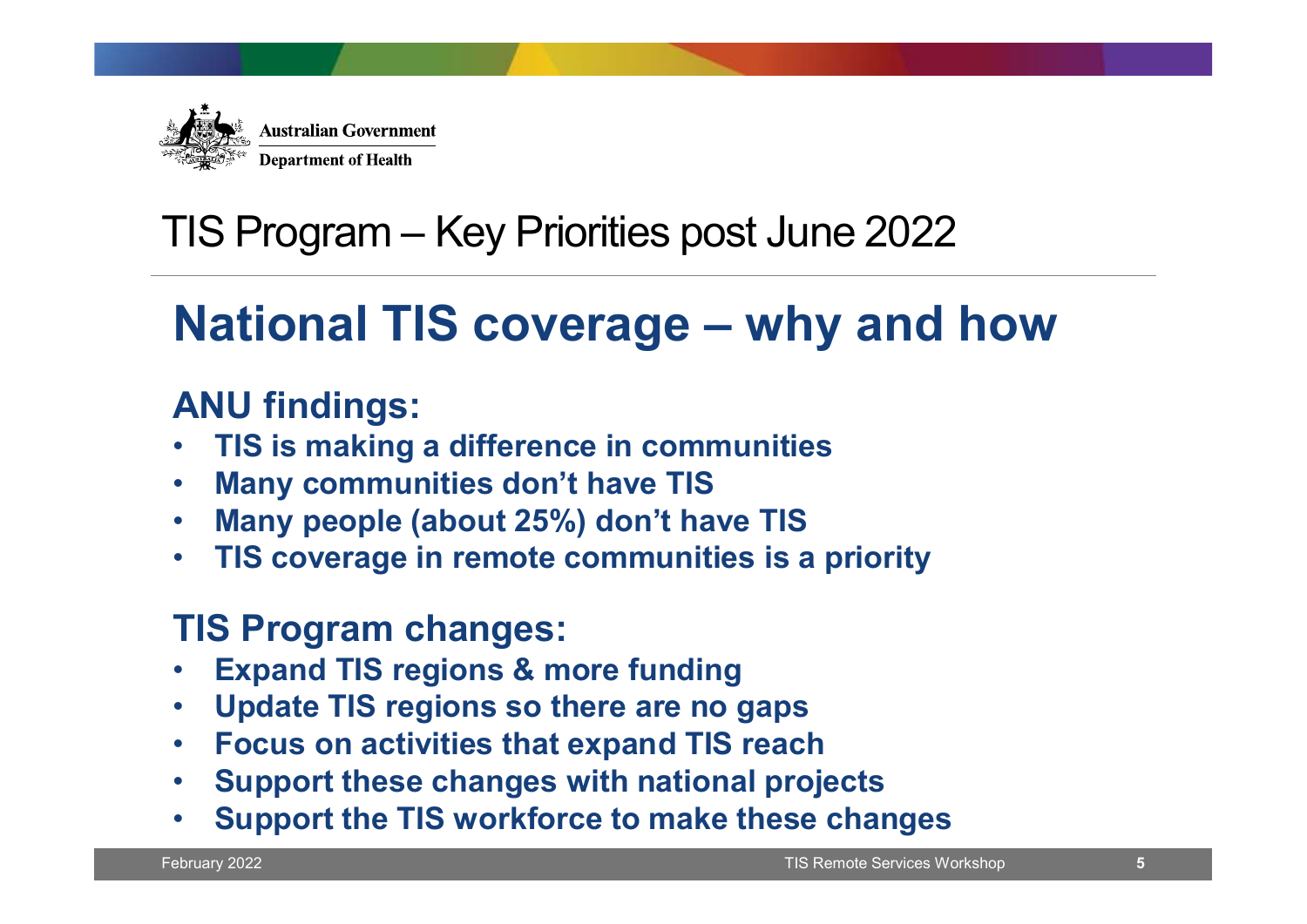# TIS Program – Key Priorities post June 2022

## National TIS coverage – why and how

### ANU findings:

- **TIS is making a difference in communities**
- **Many communities don't have TIS**
- **Many people (about 25%) don't have TIS**
- **TIS coverage in remote communities is a priority**

### TIS Program changes:

- **Expand TIS regions & more funding**
- **Update TIS regions so there are no gaps**
- **Focus on activities that expand TIS reach**
- **Support these changes with national projects**
- **Support the TIS workforce to make these changes**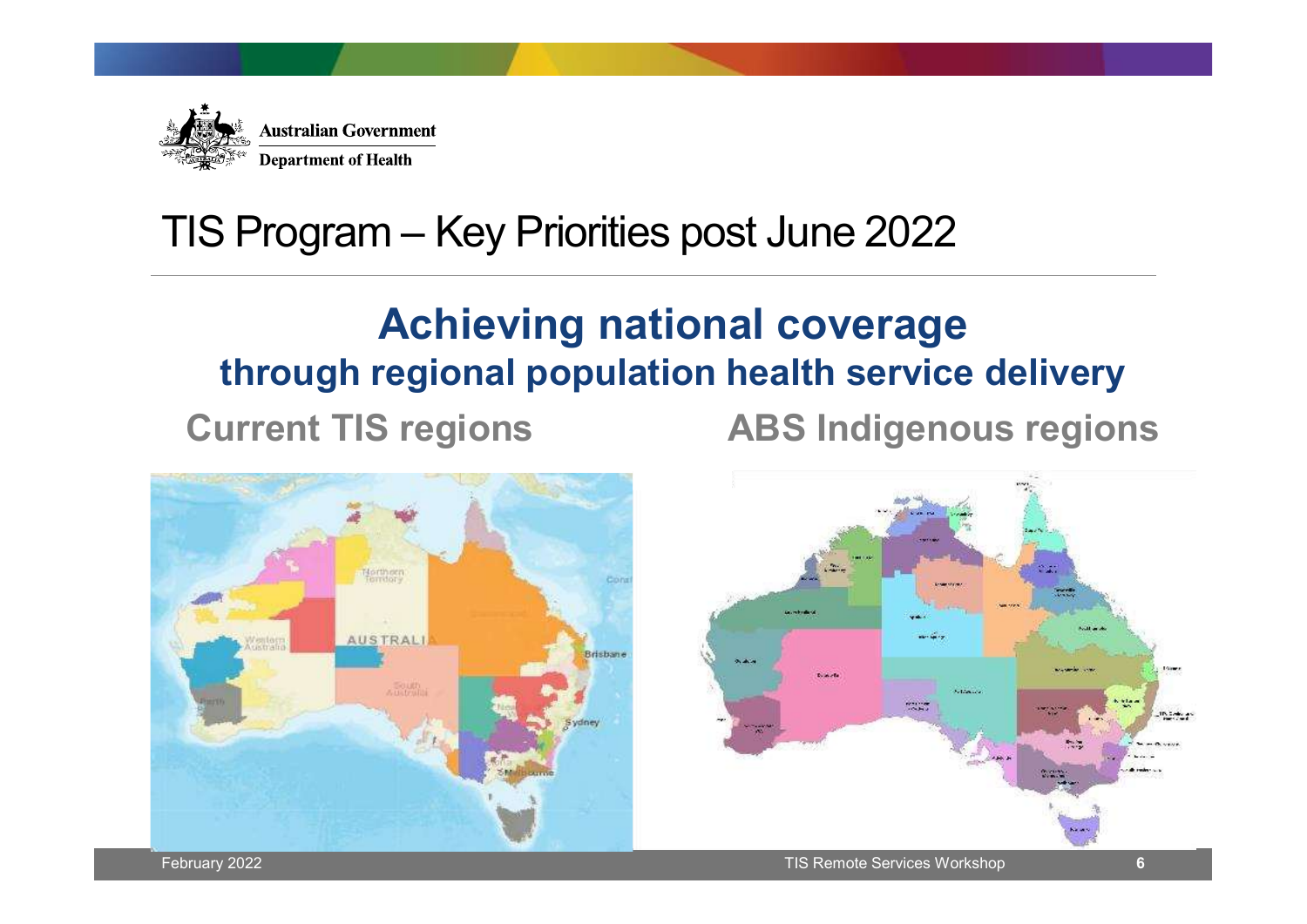# TIS Program – Key Priorities post June 2022

## Achieving national coverage

### through regional population health service delivery

**Current TIS regions**

**ABS Indigenous regions**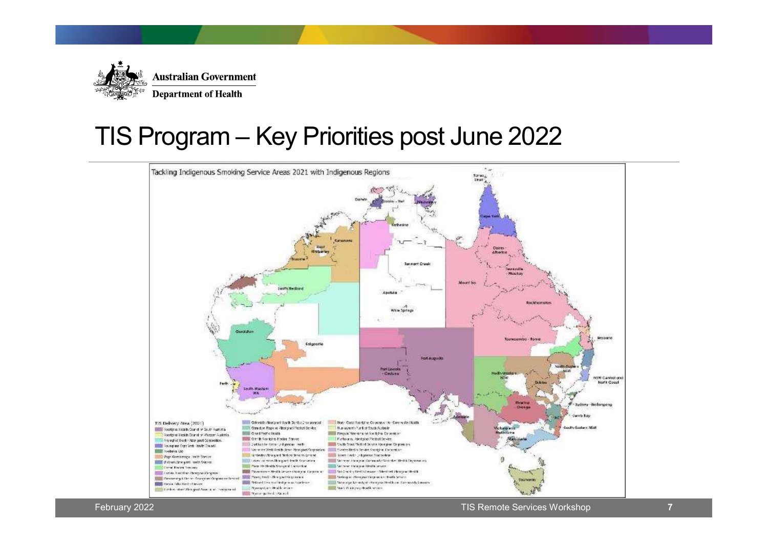# TIS Program – Key Priorities post June 2022

Tackling Indigenous Smoking Service Areas 2021 with Indigenous Regions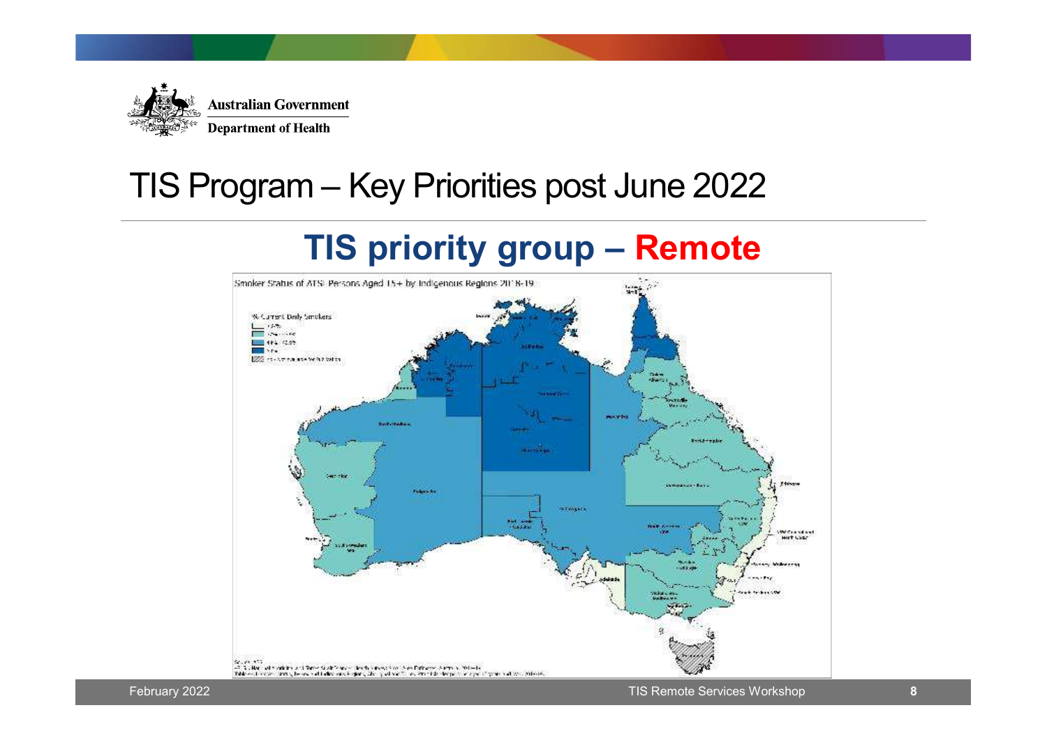# TIS Program – Key Priorities post June 2022

## TIS priority group – Remote

Smoker Status of ATSI Persons Aged 15+ by Indigenous Regions 2018-19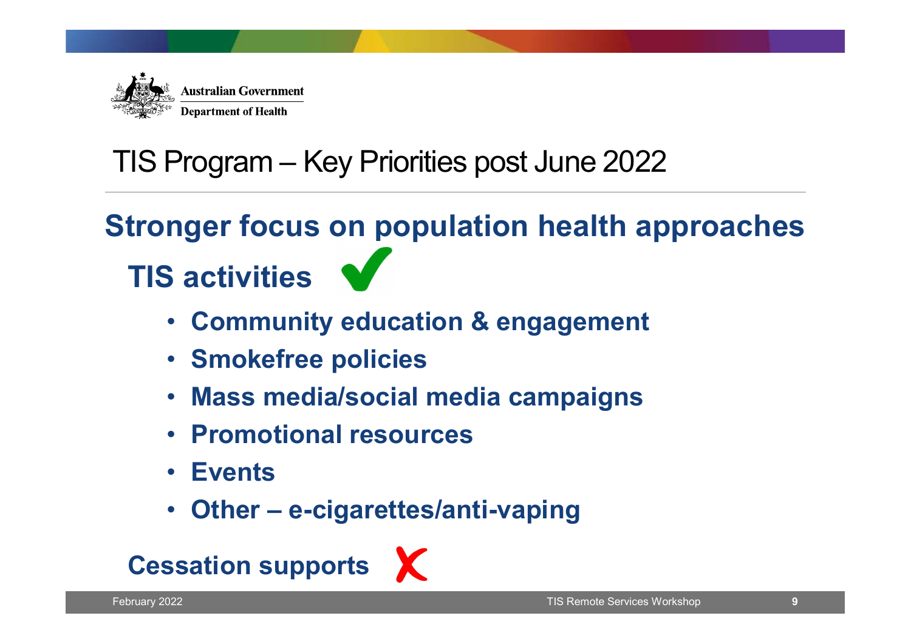# TIS Program – Key Priorities post June 2022

## Stronger focus on population health approaches

### TIS activities ✔

- **Community education & engagement**
- **Smokefree policies**
- **Mass media/social media campaigns**
- **Promotional resources**
- **Events**
- **Other – e-cigarettes/anti-vaping**

### Cessation supports ✗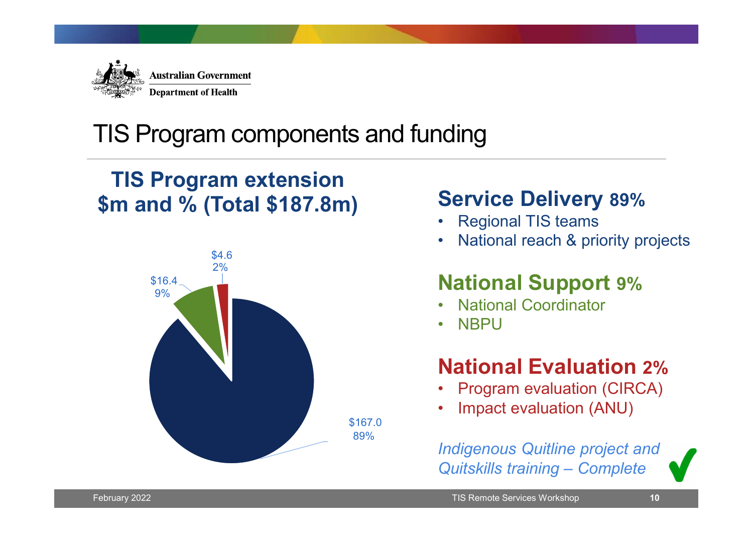# TIS Program components and funding

## TIS Program extension $m and % (Total $187.8m)

$4.6
2%

$16.4
9%

$167.0
89%

## Service Delivery 89%

- Regional TIS teams
- National reach & priority projects

## National Support 9%

- National Coordinator
- NBPU

## National Evaluation 2%

- Program evaluation (CIRCA)
- Impact evaluation (ANU)

*Indigenous Quitline project and Quitskills training – Complete* ✔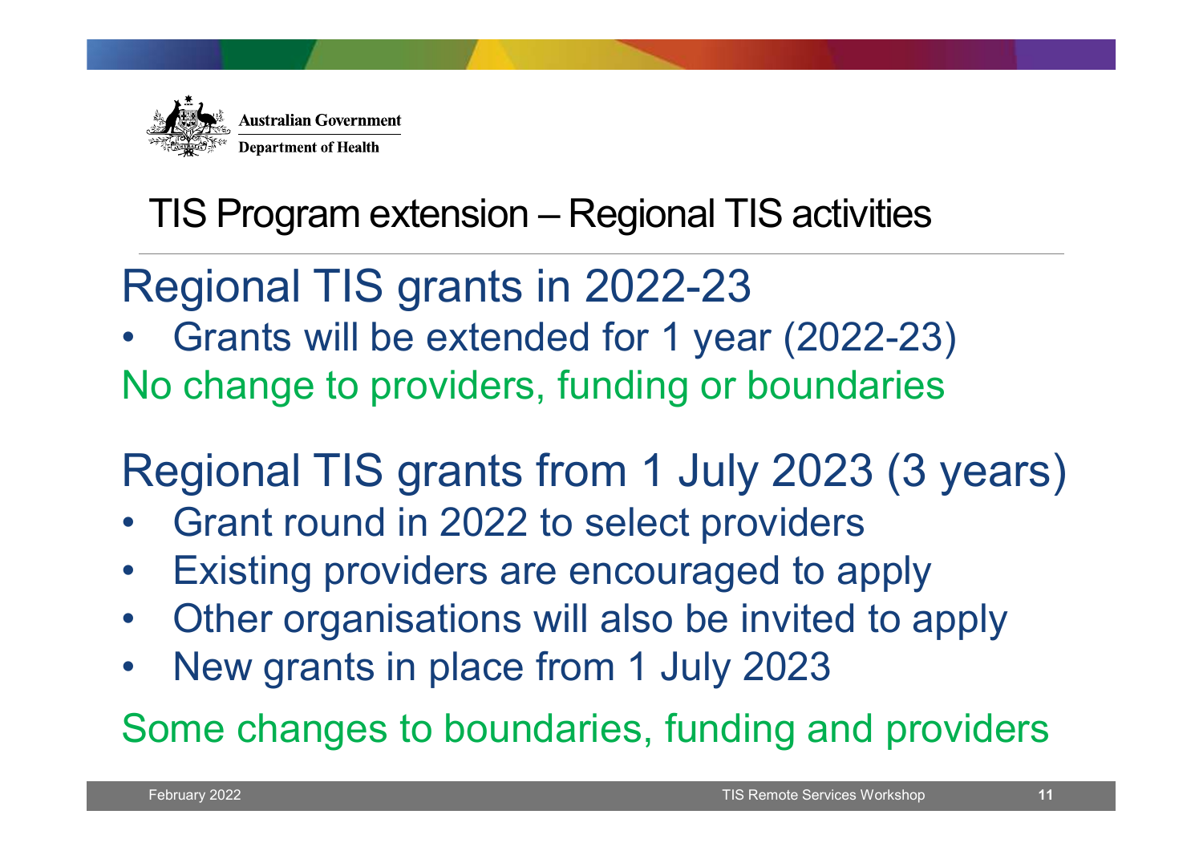# TIS Program extension – Regional TIS activities

## Regional TIS grants in 2022-23

- Grants will be extended for 1 year (2022-23)

No change to providers, funding or boundaries

## Regional TIS grants from 1 July 2023 (3 years)

- Grant round in 2022 to select providers
- Existing providers are encouraged to apply
- Other organisations will also be invited to apply
- New grants in place from 1 July 2023

Some changes to boundaries, funding and providers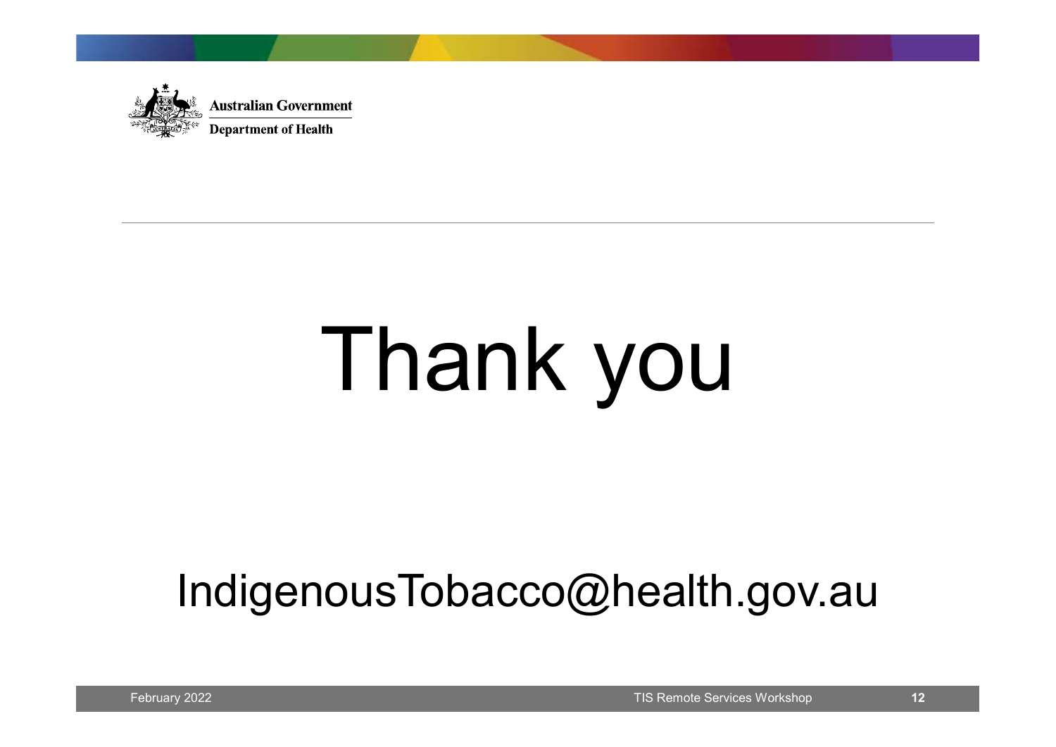Australian Government

Department of Health

# Thank you

IndigenousTobacco@health.gov.au